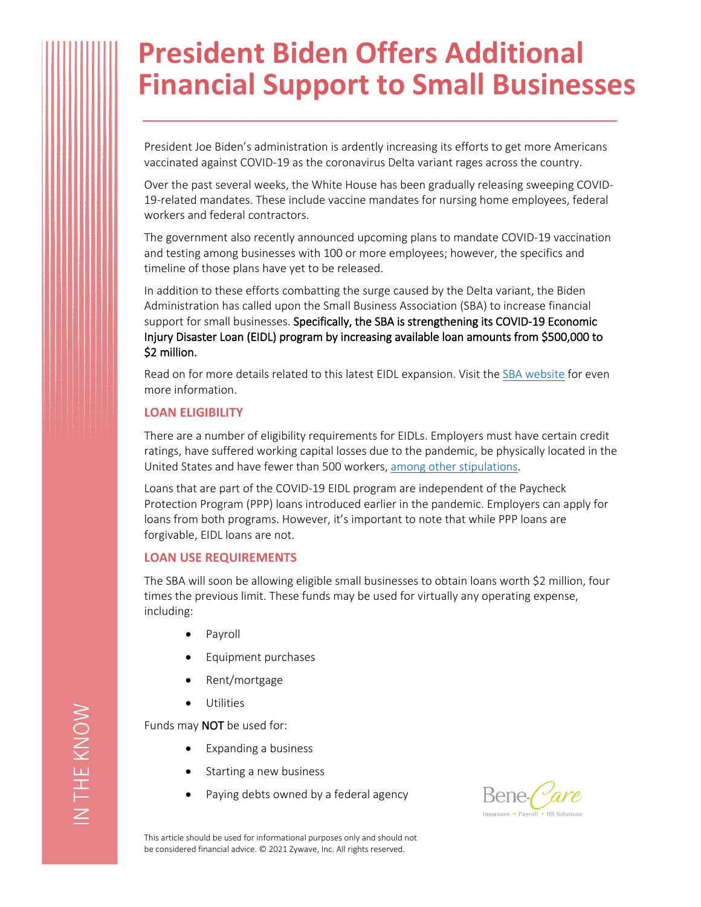# President Biden Offers Additional Financial Support to Small Businesses

President Joe Biden's administration is ardently increasing its efforts to get more Americans vaccinated against COVID-19 as the coronavirus Delta variant rages across the country.

Over the past several weeks, the White House has been gradually releasing sweeping COVID-19-related mandates. These include vaccine mandates for nursing home employees, federal workers and federal contractors.

The government also recently announced upcoming plans to mandate COVID-19 vaccination and testing among businesses with 100 or more employees; however, the specifics and timeline of those plans have yet to be released.

In addition to these efforts combatting the surge caused by the Delta variant, the Biden Administration has called upon the Small Business Association (SBA) to increase financial support for small businesses. **Specifically, the SBA is strengthening its COVID-19 Economic Injury Disaster Loan (EIDL) program by increasing available loan amounts from $500,000 to $2 million.**

Read on for more details related to this latest EIDL expansion. Visit the SBA website for even more information.

## LOAN ELIGIBILITY

There are a number of eligibility requirements for EIDLs. Employers must have certain credit ratings, have suffered working capital losses due to the pandemic, be physically located in the United States and have fewer than 500 workers, among other stipulations.

Loans that are part of the COVID-19 EIDL program are independent of the Paycheck Protection Program (PPP) loans introduced earlier in the pandemic. Employers can apply for loans from both programs. However, it's important to note that while PPP loans are forgivable, EIDL loans are not.

## LOAN USE REQUIREMENTS

The SBA will soon be allowing eligible small businesses to obtain loans worth $2 million, four times the previous limit. These funds may be used for virtually any operating expense, including:

- Payroll
- Equipment purchases
- Rent/mortgage
- Utilities

Funds may **NOT** be used for:

- Expanding a business
- Starting a new business
- Paying debts owned by a federal agency

This article should be used for informational purposes only and should not be considered financial advice. © 2021 Zywave, Inc. All rights reserved.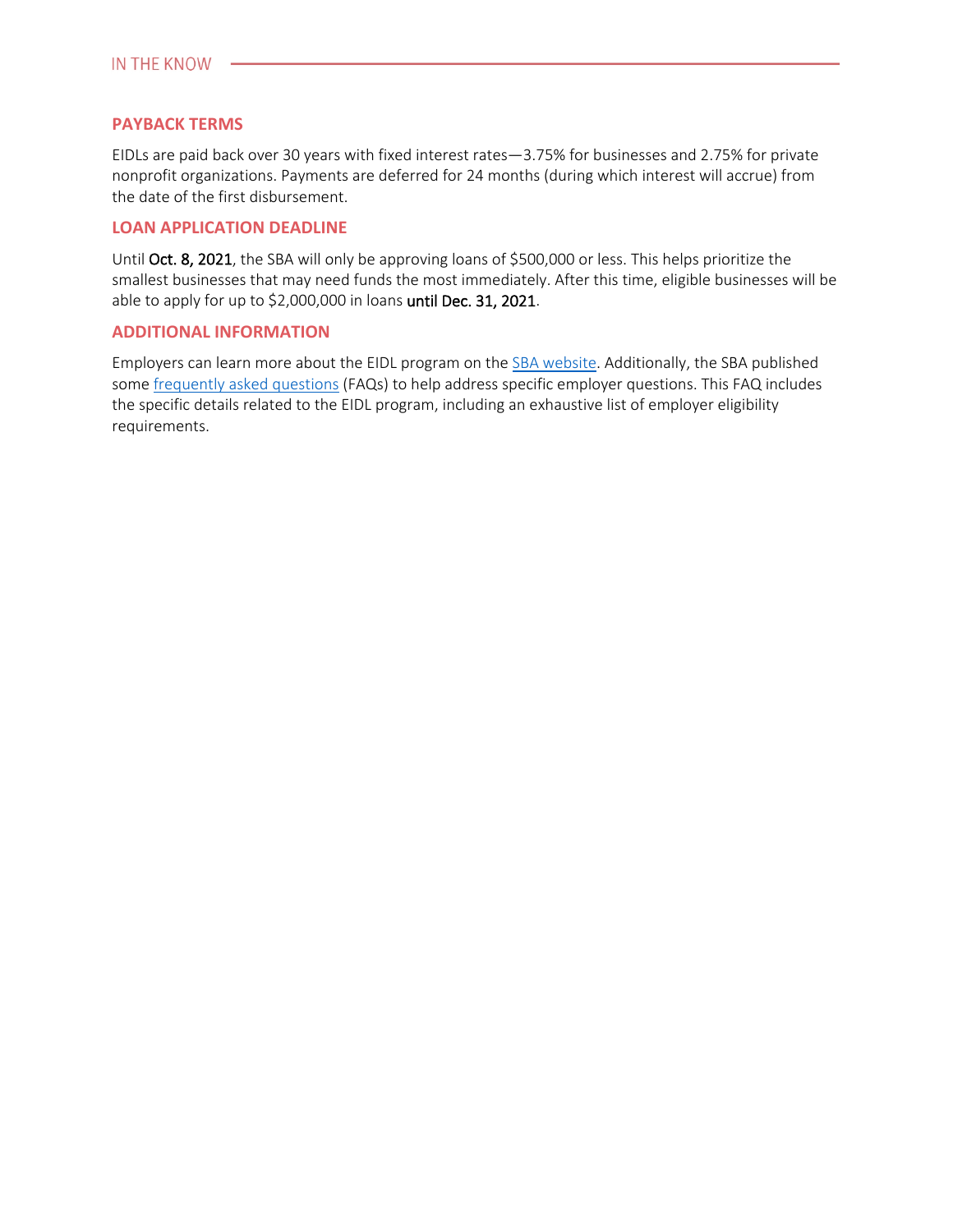## PAYBACK TERMS

EIDLs are paid back over 30 years with fixed interest rates—3.75% for businesses and 2.75% for private nonprofit organizations. Payments are deferred for 24 months (during which interest will accrue) from the date of the first disbursement.

## LOAN APPLICATION DEADLINE

Until **Oct. 8, 2021**, the SBA will only be approving loans of $500,000 or less. This helps prioritize the smallest businesses that may need funds the most immediately. After this time, eligible businesses will be able to apply for up to $2,000,000 in loans **until Dec. 31, 2021**.

## ADDITIONAL INFORMATION

Employers can learn more about the EIDL program on the SBA website. Additionally, the SBA published some frequently asked questions (FAQs) to help address specific employer questions. This FAQ includes the specific details related to the EIDL program, including an exhaustive list of employer eligibility requirements.